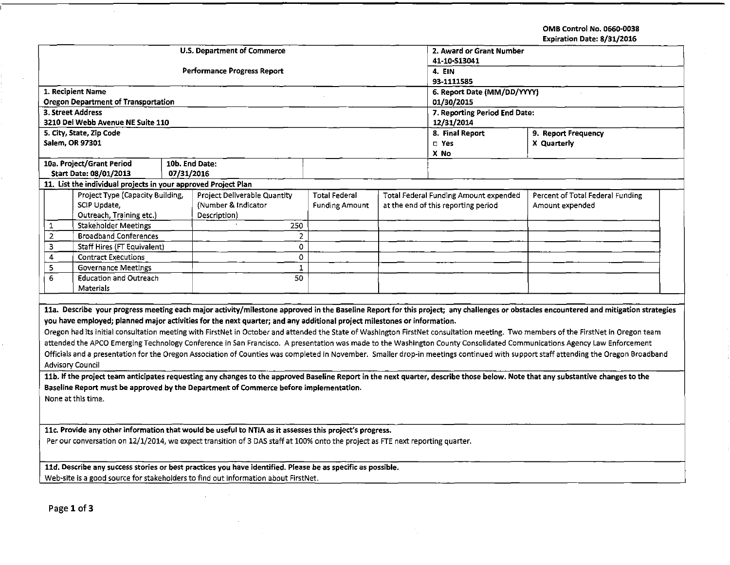OMB Control No. 0660-0038
Expiration Date: 8/31/2016

| U.S. Department of Commerce<br><br>Performance Progress Report | 2. Award or Grant Number<br>41-10-S13041<br>4. EIN<br>93-1111585 | |
|---|---|---|
| 1. Recipient Name<br>Oregon Department of Transportation | 6. Report Date (MM/DD/YYYY)<br>01/30/2015 | |
| 3. Street Address<br>3210 Del Webb Avenue NE Suite 110 | 7. Reporting Period End Date:<br>12/31/2014 | |
| 5. City, State, Zip Code<br>Salem, OR 97301 | 8. Final Report<br>□ Yes<br>X No | 9. Report Frequency<br>X Quarterly |
| 10a. Project/Grant Period Start Date: 08/01/2013 — 10b. End Date: 07/31/2016 | | |

**11. List the individual projects in your approved Project Plan**

| | Project Type (Capacity Building, SCIP Update, Outreach, Training etc.) | Project Deliverable Quantity (Number & Indicator Description) | Total Federal Funding Amount | Total Federal Funding Amount expended at the end of this reporting period | Percent of Total Federal Funding Amount expended |
|---|---|---|---|---|---|
| 1 | Stakeholder Meetings | 250 | | | |
| 2 | Broadband Conferences | 2 | | | |
| 3 | Staff Hires (FT Equivalent) | 0 | | | |
| 4 | Contract Executions | 0 | | | |
| 5 | Governance Meetings | 1 | | | |
| 6 | Education and Outreach Materials | 50 | | | |

**11a. Describe your progress meeting each major activity/milestone approved in the Baseline Report for this project; any challenges or obstacles encountered and mitigation strategies you have employed; planned major activities for the next quarter; and any additional project milestones or information.**

Oregon had its initial consultation meeting with FirstNet in October and attended the State of Washington FirstNet consultation meeting. Two members of the FirstNet in Oregon team attended the APCO Emerging Technology Conference in San Francisco. A presentation was made to the Washington County Consolidated Communications Agency Law Enforcement Officials and a presentation for the Oregon Association of Counties was completed in November. Smaller drop-in meetings continued with support staff attending the Oregon Broadband Advisory Council

**11b. If the project team anticipates requesting any changes to the approved Baseline Report in the next quarter, describe those below. Note that any substantive changes to the Baseline Report must be approved by the Department of Commerce before implementation.**

None at this time.

**11c. Provide any other information that would be useful to NTIA as it assesses this project's progress.**

Per our conversation on 12/1/2014, we expect transition of 3 DAS staff at 100% onto the project as FTE next reporting quarter.

**11d. Describe any success stories or best practices you have identified. Please be as specific as possible.**

Web-site is a good source for stakeholders to find out information about FirstNet.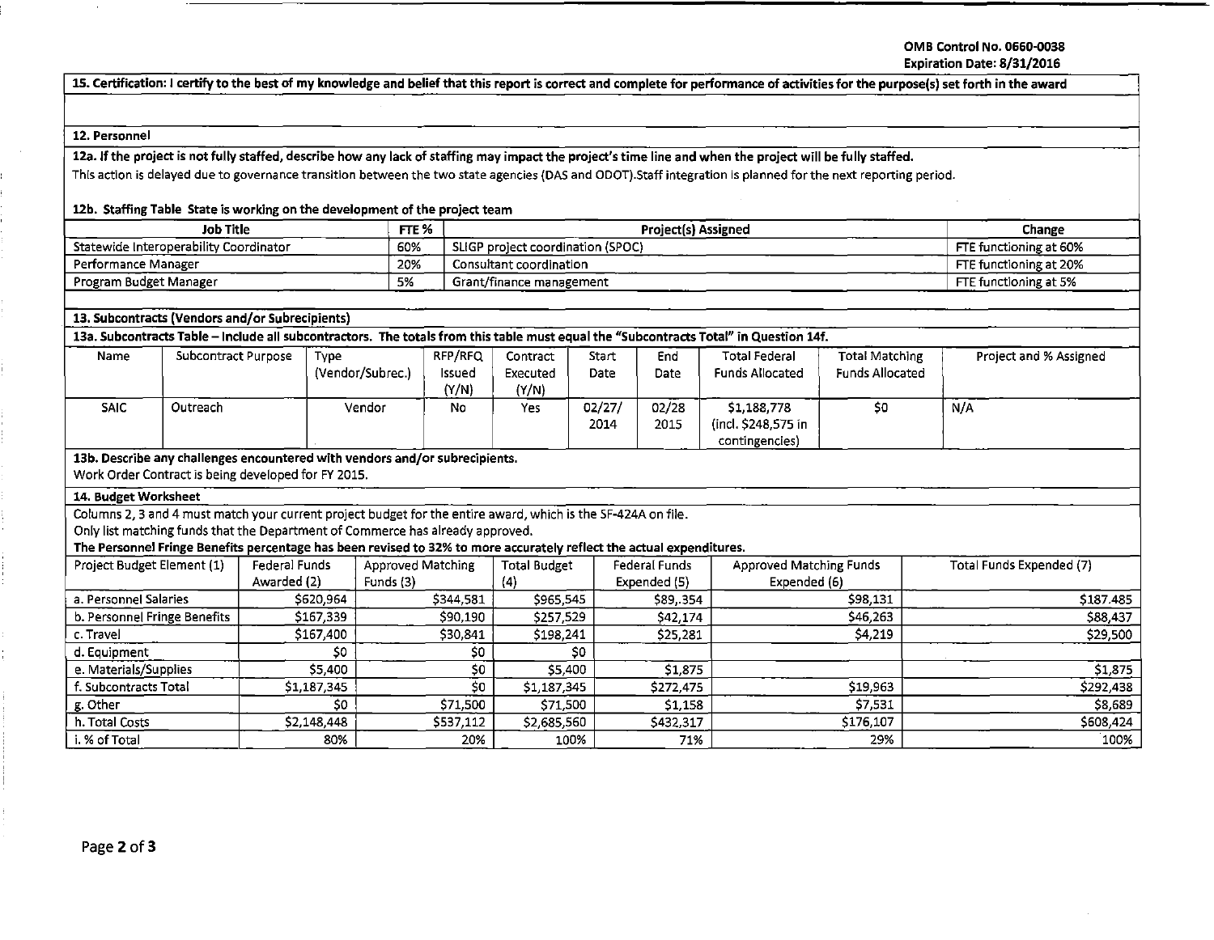OMB Control No. 0660-0038
Expiration Date: 8/31/2016

**15. Certification: I certify to the best of my knowledge and belief that this report is correct and complete for performance of activities for the purpose(s) set forth in the award**

**12. Personnel**

**12a. If the project is not fully staffed, describe how any lack of staffing may impact the project's time line and when the project will be fully staffed.**

This action is delayed due to governance transition between the two state agencies (DAS and ODOT).Staff integration is planned for the next reporting period.

**12b. Staffing Table State is working on the development of the project team**

| Job Title | FTE % | Project(s) Assigned | Change |
|---|---|---|---|
| Statewide Interoperability Coordinator | 60% | SLIGP project coordination (SPOC) | FTE functioning at 60% |
| Performance Manager | 20% | Consultant coordination | FTE functioning at 20% |
| Program Budget Manager | 5% | Grant/finance management | FTE functioning at 5% |

**13. Subcontracts (Vendors and/or Subrecipients)**

**13a. Subcontracts Table – Include all subcontractors. The totals from this table must equal the "Subcontracts Total" in Question 14f.**

| Name | Subcontract Purpose | Type (Vendor/Subrec.) | RFP/RFQ Issued (Y/N) | Contract Executed (Y/N) | Start Date | End Date | Total Federal Funds Allocated | Total Matching Funds Allocated | Project and % Assigned |
|---|---|---|---|---|---|---|---|---|---|
| SAIC | Outreach | Vendor | No | Yes | 02/27/ 2014 | 02/28 2015 | $1,188,778 (incl. $248,575 in contingencies) | $0 | N/A |

**13b. Describe any challenges encountered with vendors and/or subrecipients.**

Work Order Contract is being developed for FY 2015.

**14. Budget Worksheet**

Columns 2, 3 and 4 must match your current project budget for the entire award, which is the SF-424A on file.

Only list matching funds that the Department of Commerce has already approved.

**The Personnel Fringe Benefits percentage has been revised to 32% to more accurately reflect the actual expenditures.**

| Project Budget Element (1) | Federal Funds Awarded (2) | Approved Matching Funds (3) | Total Budget (4) | Federal Funds Expended (5) | Approved Matching Funds Expended (6) | Total Funds Expended (7) |
|---|---|---|---|---|---|---|
| a. Personnel Salaries | $620,964 | $344,581 | $965,545 | $89,.354 | $98,131 | $187.485 |
| b. Personnel Fringe Benefits | $167,339 | $90,190 | $257,529 | $42,174 | $46,263 | $88,437 |
| c. Travel | $167,400 | $30,841 | $198,241 | $25,281 | $4,219 | $29,500 |
| d. Equipment | $0 | $0 | $0 | | | |
| e. Materials/Supplies | $5,400 | $0 | $5,400 | $1,875 | | $1,875 |
| f. Subcontracts Total | $1,187,345 | $0 | $1,187,345 | $272,475 | $19,963 | $292,438 |
| g. Other | $0 | $71,500 | $71,500 | $1,158 | $7,531 | $8,689 |
| h. Total Costs | $2,148,448 | $537,112 | $2,685,560 | $432,317 | $176,107 | $608,424 |
| i. % of Total | 80% | 20% | 100% | 71% | 29% | 100% |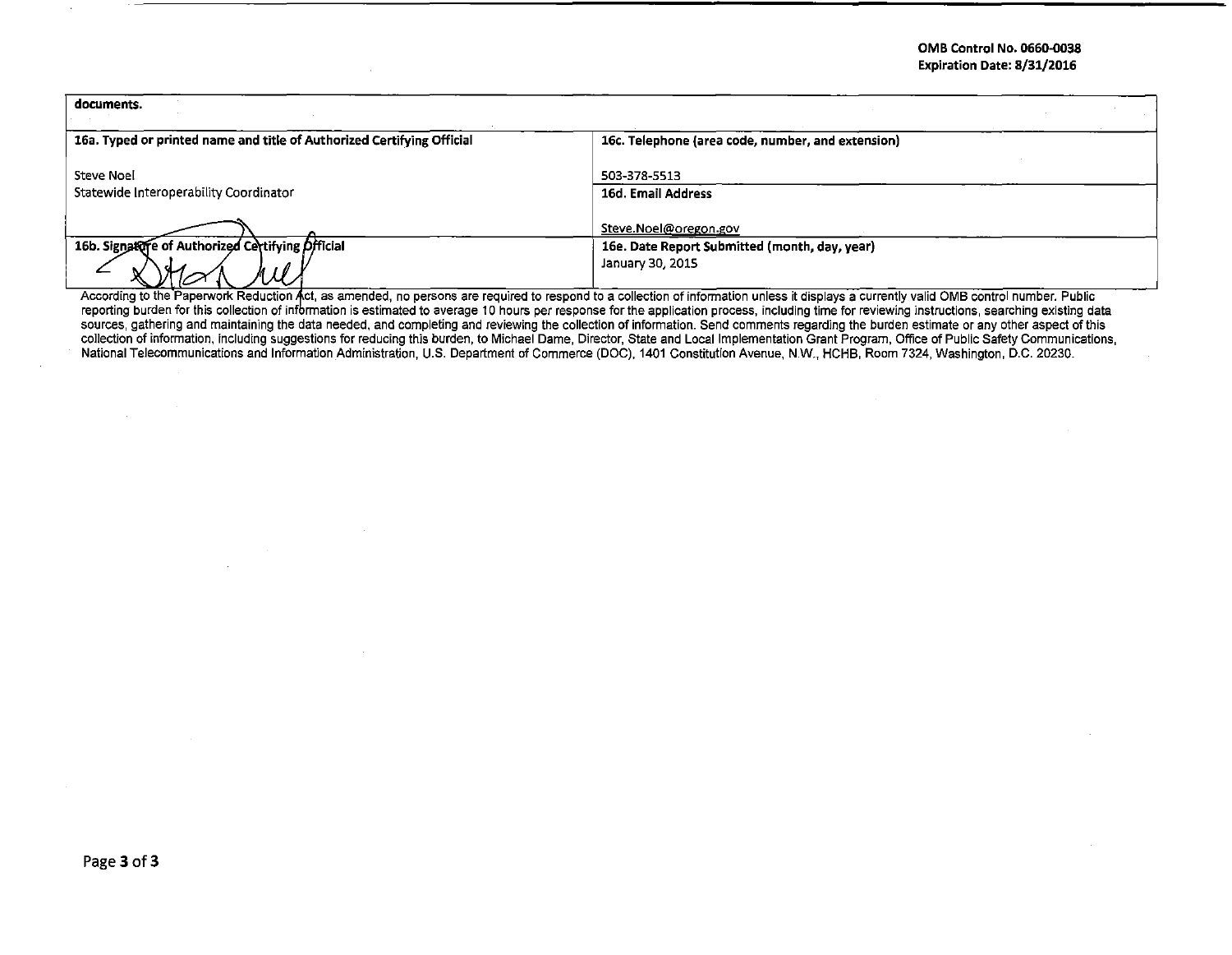OMB Control No. 0660-0038
Expiration Date: 8/31/2016

| | |
|---|---|
| **documents.** | |
| **16a. Typed or printed name and title of Authorized Certifying Official**<br><br>Steve Noel<br>Statewide Interoperability Coordinator | **16c. Telephone (area code, number, and extension)**<br><br>503-378-5513 |
| | **16d. Email Address**<br><br>Steve.Noel@oregon.gov |
| **16b. Signature of Authorized Certifying Official** | **16e. Date Report Submitted (month, day, year)**<br>January 30, 2015 |

According to the Paperwork Reduction Act, as amended, no persons are required to respond to a collection of information unless it displays a currently valid OMB control number. Public reporting burden for this collection of information is estimated to average 10 hours per response for the application process, including time for reviewing instructions, searching existing data sources, gathering and maintaining the data needed, and completing and reviewing the collection of information. Send comments regarding the burden estimate or any other aspect of this collection of information, including suggestions for reducing this burden, to Michael Dame, Director, State and Local Implementation Grant Program, Office of Public Safety Communications, National Telecommunications and Information Administration, U.S. Department of Commerce (DOC), 1401 Constitution Avenue, N.W., HCHB, Room 7324, Washington, D.C. 20230.